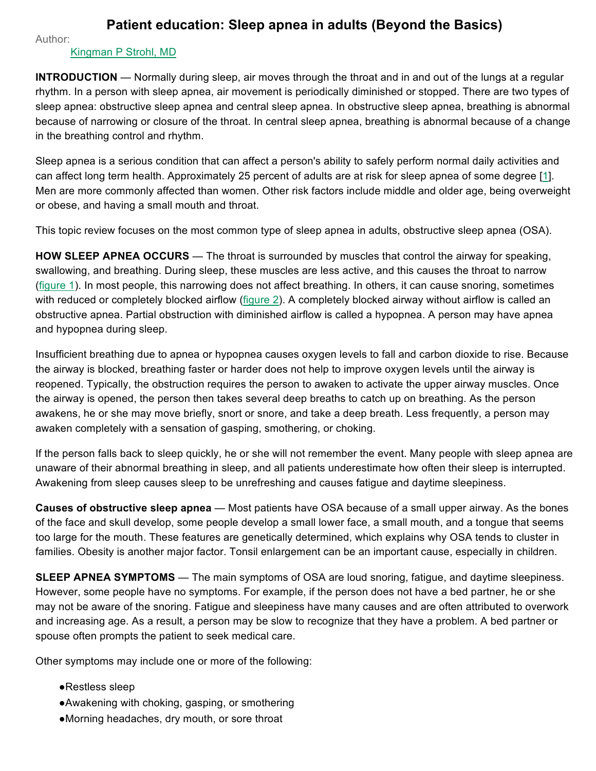# Patient education: Sleep apnea in adults (Beyond the Basics)

Author:

Kingman P Strohl, MD

**INTRODUCTION** — Normally during sleep, air moves through the throat and in and out of the lungs at a regular rhythm. In a person with sleep apnea, air movement is periodically diminished or stopped. There are two types of sleep apnea: obstructive sleep apnea and central sleep apnea. In obstructive sleep apnea, breathing is abnormal because of narrowing or closure of the throat. In central sleep apnea, breathing is abnormal because of a change in the breathing control and rhythm.

Sleep apnea is a serious condition that can affect a person's ability to safely perform normal daily activities and can affect long term health. Approximately 25 percent of adults are at risk for sleep apnea of some degree [1]. Men are more commonly affected than women. Other risk factors include middle and older age, being overweight or obese, and having a small mouth and throat.

This topic review focuses on the most common type of sleep apnea in adults, obstructive sleep apnea (OSA).

**HOW SLEEP APNEA OCCURS** — The throat is surrounded by muscles that control the airway for speaking, swallowing, and breathing. During sleep, these muscles are less active, and this causes the throat to narrow (figure 1). In most people, this narrowing does not affect breathing. In others, it can cause snoring, sometimes with reduced or completely blocked airflow (figure 2). A completely blocked airway without airflow is called an obstructive apnea. Partial obstruction with diminished airflow is called a hypopnea. A person may have apnea and hypopnea during sleep.

Insufficient breathing due to apnea or hypopnea causes oxygen levels to fall and carbon dioxide to rise. Because the airway is blocked, breathing faster or harder does not help to improve oxygen levels until the airway is reopened. Typically, the obstruction requires the person to awaken to activate the upper airway muscles. Once the airway is opened, the person then takes several deep breaths to catch up on breathing. As the person awakens, he or she may move briefly, snort or snore, and take a deep breath. Less frequently, a person may awaken completely with a sensation of gasping, smothering, or choking.

If the person falls back to sleep quickly, he or she will not remember the event. Many people with sleep apnea are unaware of their abnormal breathing in sleep, and all patients underestimate how often their sleep is interrupted. Awakening from sleep causes sleep to be unrefreshing and causes fatigue and daytime sleepiness.

**Causes of obstructive sleep apnea** — Most patients have OSA because of a small upper airway. As the bones of the face and skull develop, some people develop a small lower face, a small mouth, and a tongue that seems too large for the mouth. These features are genetically determined, which explains why OSA tends to cluster in families. Obesity is another major factor. Tonsil enlargement can be an important cause, especially in children.

**SLEEP APNEA SYMPTOMS** — The main symptoms of OSA are loud snoring, fatigue, and daytime sleepiness. However, some people have no symptoms. For example, if the person does not have a bed partner, he or she may not be aware of the snoring. Fatigue and sleepiness have many causes and are often attributed to overwork and increasing age. As a result, a person may be slow to recognize that they have a problem. A bed partner or spouse often prompts the patient to seek medical care.

Other symptoms may include one or more of the following:

- Restless sleep
- Awakening with choking, gasping, or smothering
- Morning headaches, dry mouth, or sore throat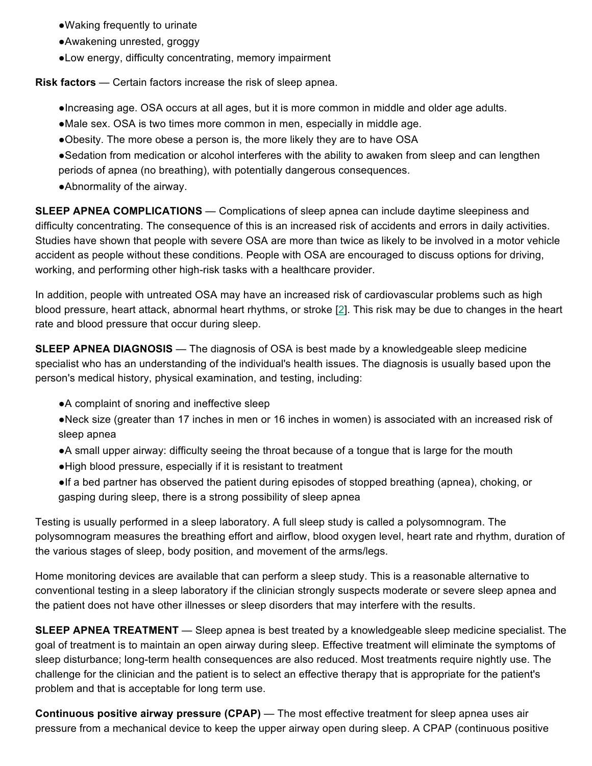- Waking frequently to urinate
- Awakening unrested, groggy
- Low energy, difficulty concentrating, memory impairment

**Risk factors** — Certain factors increase the risk of sleep apnea.

- Increasing age. OSA occurs at all ages, but it is more common in middle and older age adults.
- Male sex. OSA is two times more common in men, especially in middle age.
- Obesity. The more obese a person is, the more likely they are to have OSA
- Sedation from medication or alcohol interferes with the ability to awaken from sleep and can lengthen periods of apnea (no breathing), with potentially dangerous consequences.
- Abnormality of the airway.

**SLEEP APNEA COMPLICATIONS** — Complications of sleep apnea can include daytime sleepiness and difficulty concentrating. The consequence of this is an increased risk of accidents and errors in daily activities. Studies have shown that people with severe OSA are more than twice as likely to be involved in a motor vehicle accident as people without these conditions. People with OSA are encouraged to discuss options for driving, working, and performing other high-risk tasks with a healthcare provider.

In addition, people with untreated OSA may have an increased risk of cardiovascular problems such as high blood pressure, heart attack, abnormal heart rhythms, or stroke [2]. This risk may be due to changes in the heart rate and blood pressure that occur during sleep.

**SLEEP APNEA DIAGNOSIS** — The diagnosis of OSA is best made by a knowledgeable sleep medicine specialist who has an understanding of the individual's health issues. The diagnosis is usually based upon the person's medical history, physical examination, and testing, including:

- A complaint of snoring and ineffective sleep
- Neck size (greater than 17 inches in men or 16 inches in women) is associated with an increased risk of sleep apnea
- A small upper airway: difficulty seeing the throat because of a tongue that is large for the mouth
- High blood pressure, especially if it is resistant to treatment
- If a bed partner has observed the patient during episodes of stopped breathing (apnea), choking, or gasping during sleep, there is a strong possibility of sleep apnea

Testing is usually performed in a sleep laboratory. A full sleep study is called a polysomnogram. The polysomnogram measures the breathing effort and airflow, blood oxygen level, heart rate and rhythm, duration of the various stages of sleep, body position, and movement of the arms/legs.

Home monitoring devices are available that can perform a sleep study. This is a reasonable alternative to conventional testing in a sleep laboratory if the clinician strongly suspects moderate or severe sleep apnea and the patient does not have other illnesses or sleep disorders that may interfere with the results.

**SLEEP APNEA TREATMENT** — Sleep apnea is best treated by a knowledgeable sleep medicine specialist. The goal of treatment is to maintain an open airway during sleep. Effective treatment will eliminate the symptoms of sleep disturbance; long-term health consequences are also reduced. Most treatments require nightly use. The challenge for the clinician and the patient is to select an effective therapy that is appropriate for the patient's problem and that is acceptable for long term use.

**Continuous positive airway pressure (CPAP)** — The most effective treatment for sleep apnea uses air pressure from a mechanical device to keep the upper airway open during sleep. A CPAP (continuous positive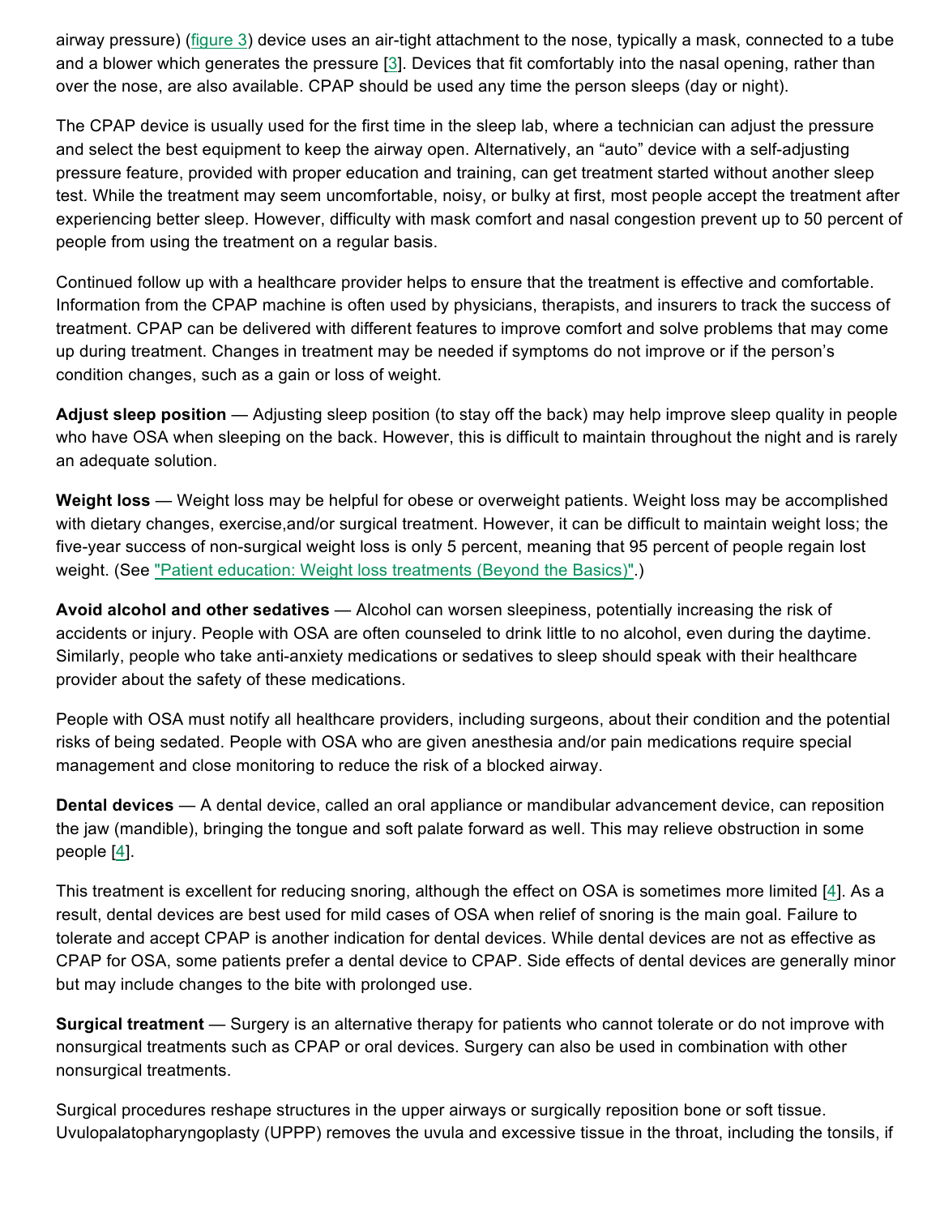airway pressure) (figure 3) device uses an air-tight attachment to the nose, typically a mask, connected to a tube and a blower which generates the pressure [3]. Devices that fit comfortably into the nasal opening, rather than over the nose, are also available. CPAP should be used any time the person sleeps (day or night).

The CPAP device is usually used for the first time in the sleep lab, where a technician can adjust the pressure and select the best equipment to keep the airway open. Alternatively, an “auto” device with a self-adjusting pressure feature, provided with proper education and training, can get treatment started without another sleep test. While the treatment may seem uncomfortable, noisy, or bulky at first, most people accept the treatment after experiencing better sleep. However, difficulty with mask comfort and nasal congestion prevent up to 50 percent of people from using the treatment on a regular basis.

Continued follow up with a healthcare provider helps to ensure that the treatment is effective and comfortable. Information from the CPAP machine is often used by physicians, therapists, and insurers to track the success of treatment. CPAP can be delivered with different features to improve comfort and solve problems that may come up during treatment. Changes in treatment may be needed if symptoms do not improve or if the person’s condition changes, such as a gain or loss of weight.

**Adjust sleep position** — Adjusting sleep position (to stay off the back) may help improve sleep quality in people who have OSA when sleeping on the back. However, this is difficult to maintain throughout the night and is rarely an adequate solution.

**Weight loss** — Weight loss may be helpful for obese or overweight patients. Weight loss may be accomplished with dietary changes, exercise,and/or surgical treatment. However, it can be difficult to maintain weight loss; the five-year success of non-surgical weight loss is only 5 percent, meaning that 95 percent of people regain lost weight. (See "Patient education: Weight loss treatments (Beyond the Basics)".)

**Avoid alcohol and other sedatives** — Alcohol can worsen sleepiness, potentially increasing the risk of accidents or injury. People with OSA are often counseled to drink little to no alcohol, even during the daytime. Similarly, people who take anti-anxiety medications or sedatives to sleep should speak with their healthcare provider about the safety of these medications.

People with OSA must notify all healthcare providers, including surgeons, about their condition and the potential risks of being sedated. People with OSA who are given anesthesia and/or pain medications require special management and close monitoring to reduce the risk of a blocked airway.

**Dental devices** — A dental device, called an oral appliance or mandibular advancement device, can reposition the jaw (mandible), bringing the tongue and soft palate forward as well. This may relieve obstruction in some people [4].

This treatment is excellent for reducing snoring, although the effect on OSA is sometimes more limited [4]. As a result, dental devices are best used for mild cases of OSA when relief of snoring is the main goal. Failure to tolerate and accept CPAP is another indication for dental devices. While dental devices are not as effective as CPAP for OSA, some patients prefer a dental device to CPAP. Side effects of dental devices are generally minor but may include changes to the bite with prolonged use.

**Surgical treatment** — Surgery is an alternative therapy for patients who cannot tolerate or do not improve with nonsurgical treatments such as CPAP or oral devices. Surgery can also be used in combination with other nonsurgical treatments.

Surgical procedures reshape structures in the upper airways or surgically reposition bone or soft tissue. Uvulopalatopharyngoplasty (UPPP) removes the uvula and excessive tissue in the throat, including the tonsils, if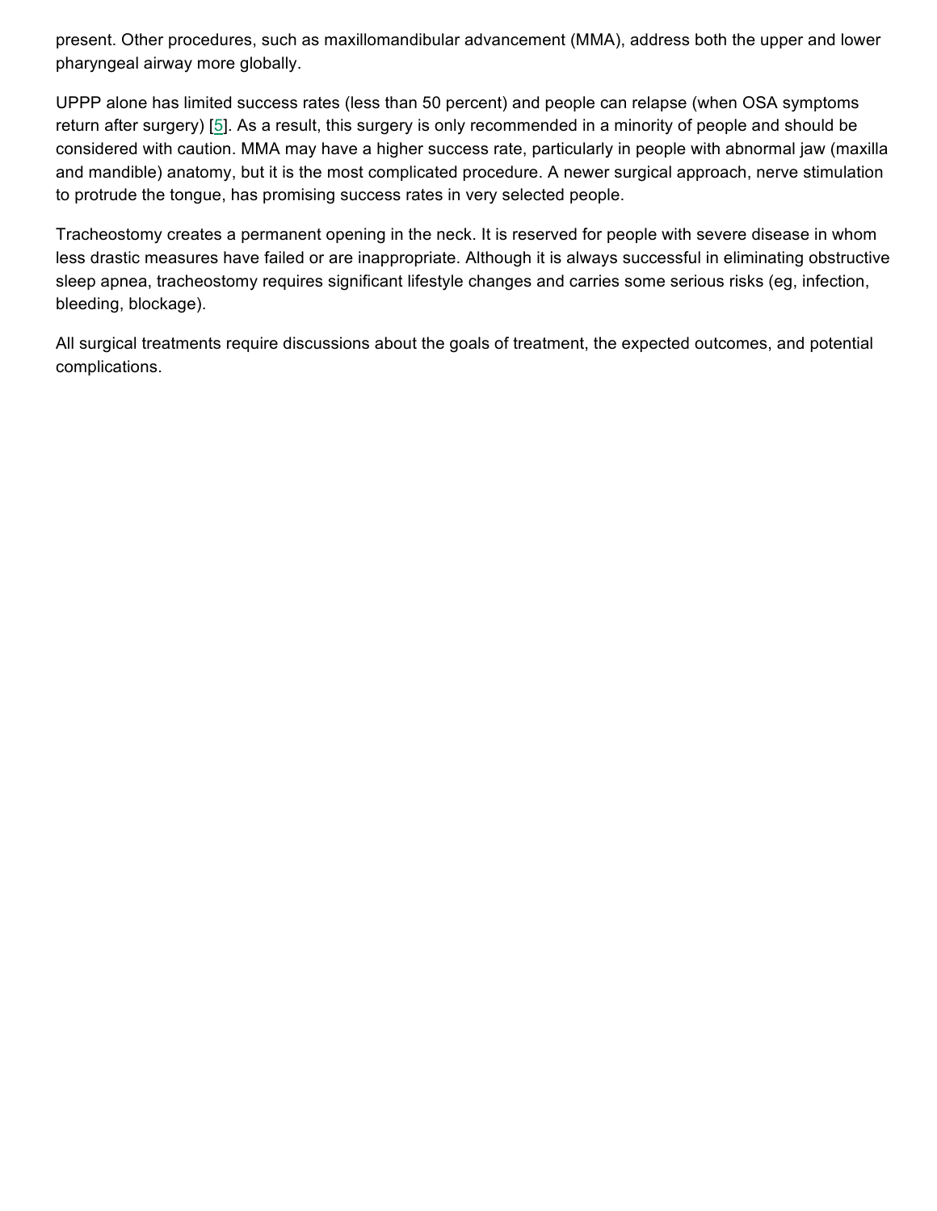present. Other procedures, such as maxillomandibular advancement (MMA), address both the upper and lower pharyngeal airway more globally.

UPPP alone has limited success rates (less than 50 percent) and people can relapse (when OSA symptoms return after surgery) [5]. As a result, this surgery is only recommended in a minority of people and should be considered with caution. MMA may have a higher success rate, particularly in people with abnormal jaw (maxilla and mandible) anatomy, but it is the most complicated procedure. A newer surgical approach, nerve stimulation to protrude the tongue, has promising success rates in very selected people.

Tracheostomy creates a permanent opening in the neck. It is reserved for people with severe disease in whom less drastic measures have failed or are inappropriate. Although it is always successful in eliminating obstructive sleep apnea, tracheostomy requires significant lifestyle changes and carries some serious risks (eg, infection, bleeding, blockage).

All surgical treatments require discussions about the goals of treatment, the expected outcomes, and potential complications.